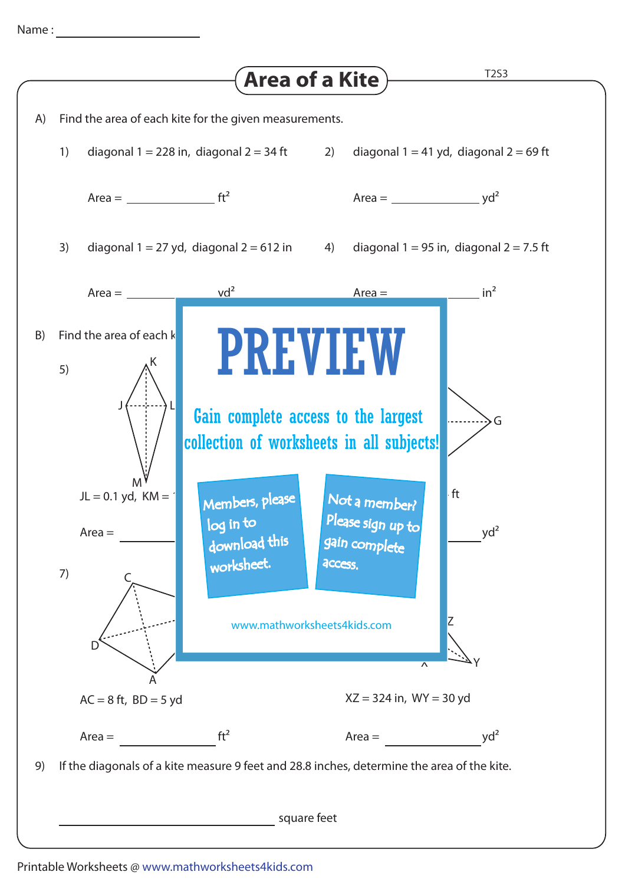Name : ____________________

# Area of a Kite

T2S3

A) Find the area of each kite for the given measurements.

1) diagonal 1 = 228 in, diagonal 2 = 34 ft

Area = ____________ ft²

2) diagonal 1 = 41 yd, diagonal 2 = 69 ft

Area = ____________ yd²

3) diagonal 1 = 27 yd, diagonal 2 = 612 in

Area = ____________ yd²

4) diagonal 1 = 95 in, diagonal 2 = 7.5 ft

Area = ____________ in²

B) Find the area of each k

5)

K

J L

M

JL = 0.1 yd, KM = 

Area = ____________

G

ft

____________ yd²

PREVIEW

Gain complete access to the largest collection of worksheets in all subjects!

Members, please log in to download this worksheet.

Not a member? Please sign up to gain complete access.

www.mathworksheets4kids.com

7)

C

D

A

AC = 8 ft, BD = 5 yd

Area = ____________ ft²

Z

Y

X

XZ = 324 in, WY = 30 yd

Area = ____________ yd²

9) If the diagonals of a kite measure 9 feet and 28.8 inches, determine the area of the kite.

______________________________ square feet

Printable Worksheets @ www.mathworksheets4kids.com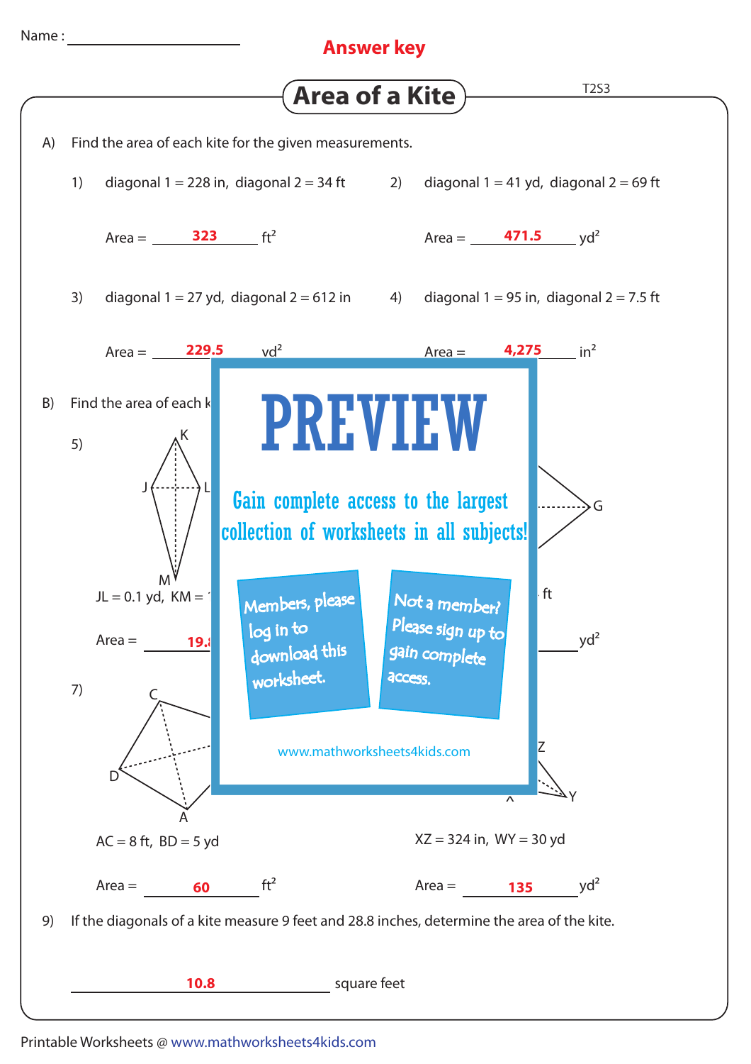Name : ____________________

**Answer key**

# Area of a Kite

T2S3

A) Find the area of each kite for the given measurements.

1) diagonal 1 = 228 in, diagonal 2 = 34 ft

Area = **323** $ft^2$

2) diagonal 1 = 41 yd, diagonal 2 = 69 ft

Area = **471.5** $yd^2$

3) diagonal 1 = 27 yd, diagonal 2 = 612 in

Area = **229.5** $yd^2$

4) diagonal 1 = 95 in, diagonal 2 = 7.5 ft

Area = **4,275** $in^2$

B) Find the area of each k

5)

K

J L

M

JL = 0.1 yd, KM = 1

Area = **19.**

G

ft

$yd^2$

PREVIEW

Gain complete access to the largest collection of worksheets in all subjects!

Members, please log in to download this worksheet.

Not a member? Please sign up to gain complete access.

www.mathworksheets4kids.com

7)

C

D

A

AC = 8 ft, BD = 5 yd

Area = **60** $ft^2$

Z

Y

X

XZ = 324 in, WY = 30 yd

Area = **135** $yd^2$

9) If the diagonals of a kite measure 9 feet and 28.8 inches, determine the area of the kite.

**10.8** square feet